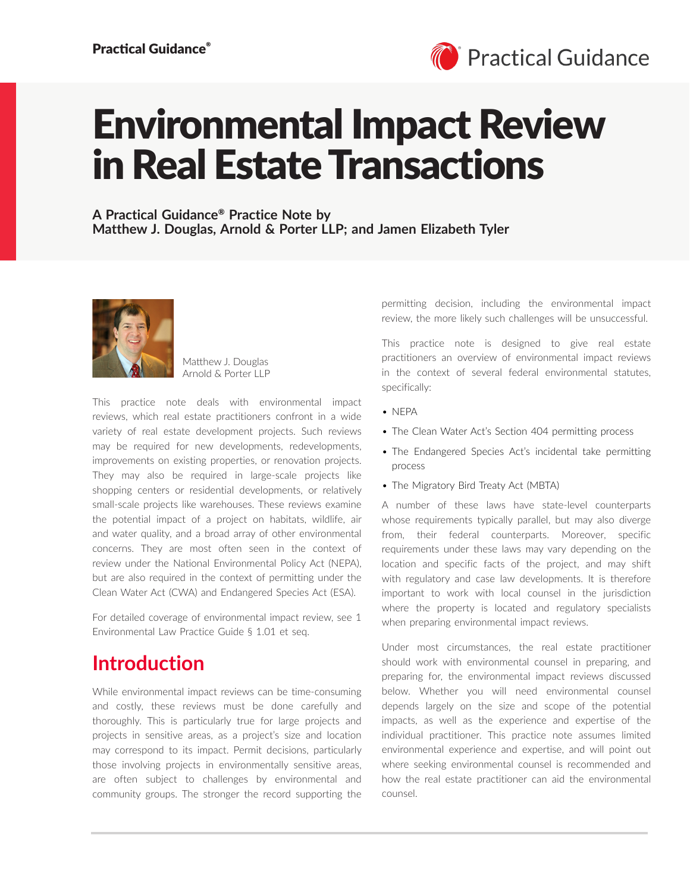# Environmental Impact Review in Real Estate Transactions

**A Practical Guidance® Practice Note by Matthew J. Douglas, Arnold & Porter LLP; and Jamen Elizabeth Tyler**

Matthew J. Douglas
Arnold & Porter LLP

This practice note deals with environmental impact reviews, which real estate practitioners confront in a wide variety of real estate development projects. Such reviews may be required for new developments, redevelopments, improvements on existing properties, or renovation projects. They may also be required in large-scale projects like shopping centers or residential developments, or relatively small-scale projects like warehouses. These reviews examine the potential impact of a project on habitats, wildlife, air and water quality, and a broad array of other environmental concerns. They are most often seen in the context of review under the National Environmental Policy Act (NEPA), but are also required in the context of permitting under the Clean Water Act (CWA) and Endangered Species Act (ESA).

For detailed coverage of environmental impact review, see 1 Environmental Law Practice Guide § 1.01 et seq.

## Introduction

While environmental impact reviews can be time-consuming and costly, these reviews must be done carefully and thoroughly. This is particularly true for large projects and projects in sensitive areas, as a project's size and location may correspond to its impact. Permit decisions, particularly those involving projects in environmentally sensitive areas, are often subject to challenges by environmental and community groups. The stronger the record supporting the permitting decision, including the environmental impact review, the more likely such challenges will be unsuccessful.

This practice note is designed to give real estate practitioners an overview of environmental impact reviews in the context of several federal environmental statutes, specifically:

- NEPA
- The Clean Water Act's Section 404 permitting process
- The Endangered Species Act's incidental take permitting process
- The Migratory Bird Treaty Act (MBTA)

A number of these laws have state-level counterparts whose requirements typically parallel, but may also diverge from, their federal counterparts. Moreover, specific requirements under these laws may vary depending on the location and specific facts of the project, and may shift with regulatory and case law developments. It is therefore important to work with local counsel in the jurisdiction where the property is located and regulatory specialists when preparing environmental impact reviews.

Under most circumstances, the real estate practitioner should work with environmental counsel in preparing, and preparing for, the environmental impact reviews discussed below. Whether you will need environmental counsel depends largely on the size and scope of the potential impacts, as well as the experience and expertise of the individual practitioner. This practice note assumes limited environmental experience and expertise, and will point out where seeking environmental counsel is recommended and how the real estate practitioner can aid the environmental counsel.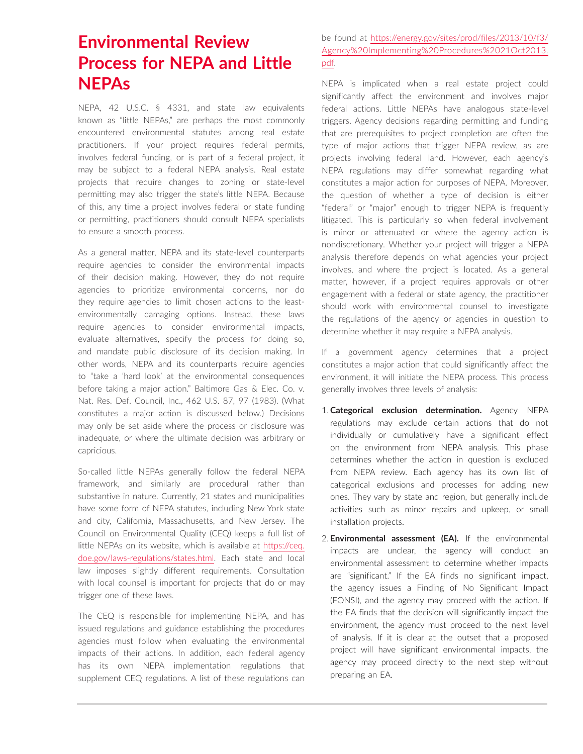# Environmental Review Process for NEPA and Little NEPAs

NEPA, 42 U.S.C. § 4331, and state law equivalents known as "little NEPAs," are perhaps the most commonly encountered environmental statutes among real estate practitioners. If your project requires federal permits, involves federal funding, or is part of a federal project, it may be subject to a federal NEPA analysis. Real estate projects that require changes to zoning or state-level permitting may also trigger the state's little NEPA. Because of this, any time a project involves federal or state funding or permitting, practitioners should consult NEPA specialists to ensure a smooth process.

As a general matter, NEPA and its state-level counterparts require agencies to consider the environmental impacts of their decision making. However, they do not require agencies to prioritize environmental concerns, nor do they require agencies to limit chosen actions to the least-environmentally damaging options. Instead, these laws require agencies to consider environmental impacts, evaluate alternatives, specify the process for doing so, and mandate public disclosure of its decision making. In other words, NEPA and its counterparts require agencies to "take a 'hard look' at the environmental consequences before taking a major action." Baltimore Gas & Elec. Co. v. Nat. Res. Def. Council, Inc., 462 U.S. 87, 97 (1983). (What constitutes a major action is discussed below.) Decisions may only be set aside where the process or disclosure was inadequate, or where the ultimate decision was arbitrary or capricious.

So-called little NEPAs generally follow the federal NEPA framework, and similarly are procedural rather than substantive in nature. Currently, 21 states and municipalities have some form of NEPA statutes, including New York state and city, California, Massachusetts, and New Jersey. The Council on Environmental Quality (CEQ) keeps a full list of little NEPAs on its website, which is available at https://ceq.doe.gov/laws-regulations/states.html. Each state and local law imposes slightly different requirements. Consultation with local counsel is important for projects that do or may trigger one of these laws.

The CEQ is responsible for implementing NEPA, and has issued regulations and guidance establishing the procedures agencies must follow when evaluating the environmental impacts of their actions. In addition, each federal agency has its own NEPA implementation regulations that supplement CEQ regulations. A list of these regulations can be found at https://energy.gov/sites/prod/files/2013/10/f3/Agency%20Implementing%20Procedures%2021Oct2013.pdf.

NEPA is implicated when a real estate project could significantly affect the environment and involves major federal actions. Little NEPAs have analogous state-level triggers. Agency decisions regarding permitting and funding that are prerequisites to project completion are often the type of major actions that trigger NEPA review, as are projects involving federal land. However, each agency's NEPA regulations may differ somewhat regarding what constitutes a major action for purposes of NEPA. Moreover, the question of whether a type of decision is either "federal" or "major" enough to trigger NEPA is frequently litigated. This is particularly so when federal involvement is minor or attenuated or where the agency action is nondiscretionary. Whether your project will trigger a NEPA analysis therefore depends on what agencies your project involves, and where the project is located. As a general matter, however, if a project requires approvals or other engagement with a federal or state agency, the practitioner should work with environmental counsel to investigate the regulations of the agency or agencies in question to determine whether it may require a NEPA analysis.

If a government agency determines that a project constitutes a major action that could significantly affect the environment, it will initiate the NEPA process. This process generally involves three levels of analysis:

1. **Categorical exclusion determination.** Agency NEPA regulations may exclude certain actions that do not individually or cumulatively have a significant effect on the environment from NEPA analysis. This phase determines whether the action in question is excluded from NEPA review. Each agency has its own list of categorical exclusions and processes for adding new ones. They vary by state and region, but generally include activities such as minor repairs and upkeep, or small installation projects.
2. **Environmental assessment (EA).** If the environmental impacts are unclear, the agency will conduct an environmental assessment to determine whether impacts are "significant." If the EA finds no significant impact, the agency issues a Finding of No Significant Impact (FONSI), and the agency may proceed with the action. If the EA finds that the decision will significantly impact the environment, the agency must proceed to the next level of analysis. If it is clear at the outset that a proposed project will have significant environmental impacts, the agency may proceed directly to the next step without preparing an EA.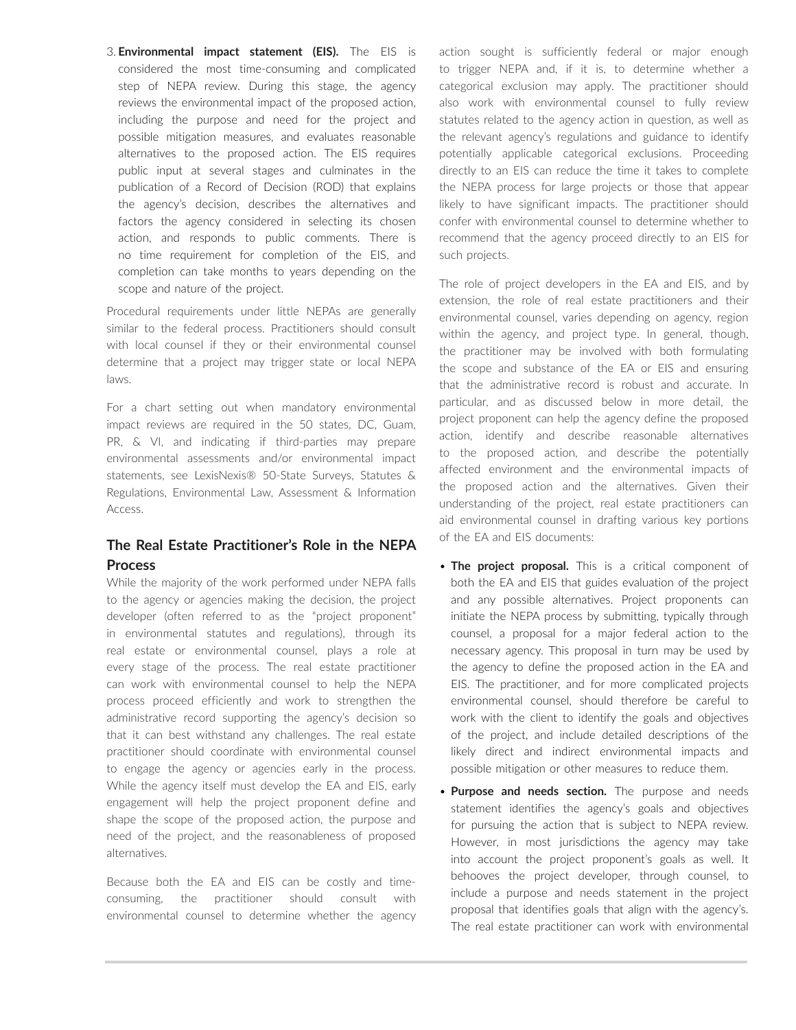3. **Environmental impact statement (EIS).** The EIS is considered the most time-consuming and complicated step of NEPA review. During this stage, the agency reviews the environmental impact of the proposed action, including the purpose and need for the project and possible mitigation measures, and evaluates reasonable alternatives to the proposed action. The EIS requires public input at several stages and culminates in the publication of a Record of Decision (ROD) that explains the agency's decision, describes the alternatives and factors the agency considered in selecting its chosen action, and responds to public comments. There is no time requirement for completion of the EIS, and completion can take months to years depending on the scope and nature of the project.

Procedural requirements under little NEPAs are generally similar to the federal process. Practitioners should consult with local counsel if they or their environmental counsel determine that a project may trigger state or local NEPA laws.

For a chart setting out when mandatory environmental impact reviews are required in the 50 states, DC, Guam, PR, & VI, and indicating if third-parties may prepare environmental assessments and/or environmental impact statements, see LexisNexis® 50-State Surveys, Statutes & Regulations, Environmental Law, Assessment & Information Access.

## The Real Estate Practitioner's Role in the NEPA Process

While the majority of the work performed under NEPA falls to the agency or agencies making the decision, the project developer (often referred to as the "project proponent" in environmental statutes and regulations), through its real estate or environmental counsel, plays a role at every stage of the process. The real estate practitioner can work with environmental counsel to help the NEPA process proceed efficiently and work to strengthen the administrative record supporting the agency's decision so that it can best withstand any challenges. The real estate practitioner should coordinate with environmental counsel to engage the agency or agencies early in the process. While the agency itself must develop the EA and EIS, early engagement will help the project proponent define and shape the scope of the proposed action, the purpose and need of the project, and the reasonableness of proposed alternatives.

Because both the EA and EIS can be costly and time-consuming, the practitioner should consult with environmental counsel to determine whether the agency action sought is sufficiently federal or major enough to trigger NEPA and, if it is, to determine whether a categorical exclusion may apply. The practitioner should also work with environmental counsel to fully review statutes related to the agency action in question, as well as the relevant agency's regulations and guidance to identify potentially applicable categorical exclusions. Proceeding directly to an EIS can reduce the time it takes to complete the NEPA process for large projects or those that appear likely to have significant impacts. The practitioner should confer with environmental counsel to determine whether to recommend that the agency proceed directly to an EIS for such projects.

The role of project developers in the EA and EIS, and by extension, the role of real estate practitioners and their environmental counsel, varies depending on agency, region within the agency, and project type. In general, though, the practitioner may be involved with both formulating the scope and substance of the EA or EIS and ensuring that the administrative record is robust and accurate. In particular, and as discussed below in more detail, the project proponent can help the agency define the proposed action, identify and describe reasonable alternatives to the proposed action, and describe the potentially affected environment and the environmental impacts of the proposed action and the alternatives. Given their understanding of the project, real estate practitioners can aid environmental counsel in drafting various key portions of the EA and EIS documents:

- **The project proposal.** This is a critical component of both the EA and EIS that guides evaluation of the project and any possible alternatives. Project proponents can initiate the NEPA process by submitting, typically through counsel, a proposal for a major federal action to the necessary agency. This proposal in turn may be used by the agency to define the proposed action in the EA and EIS. The practitioner, and for more complicated projects environmental counsel, should therefore be careful to work with the client to identify the goals and objectives of the project, and include detailed descriptions of the likely direct and indirect environmental impacts and possible mitigation or other measures to reduce them.
- **Purpose and needs section.** The purpose and needs statement identifies the agency's goals and objectives for pursuing the action that is subject to NEPA review. However, in most jurisdictions the agency may take into account the project proponent's goals as well. It behooves the project developer, through counsel, to include a purpose and needs statement in the project proposal that identifies goals that align with the agency's. The real estate practitioner can work with environmental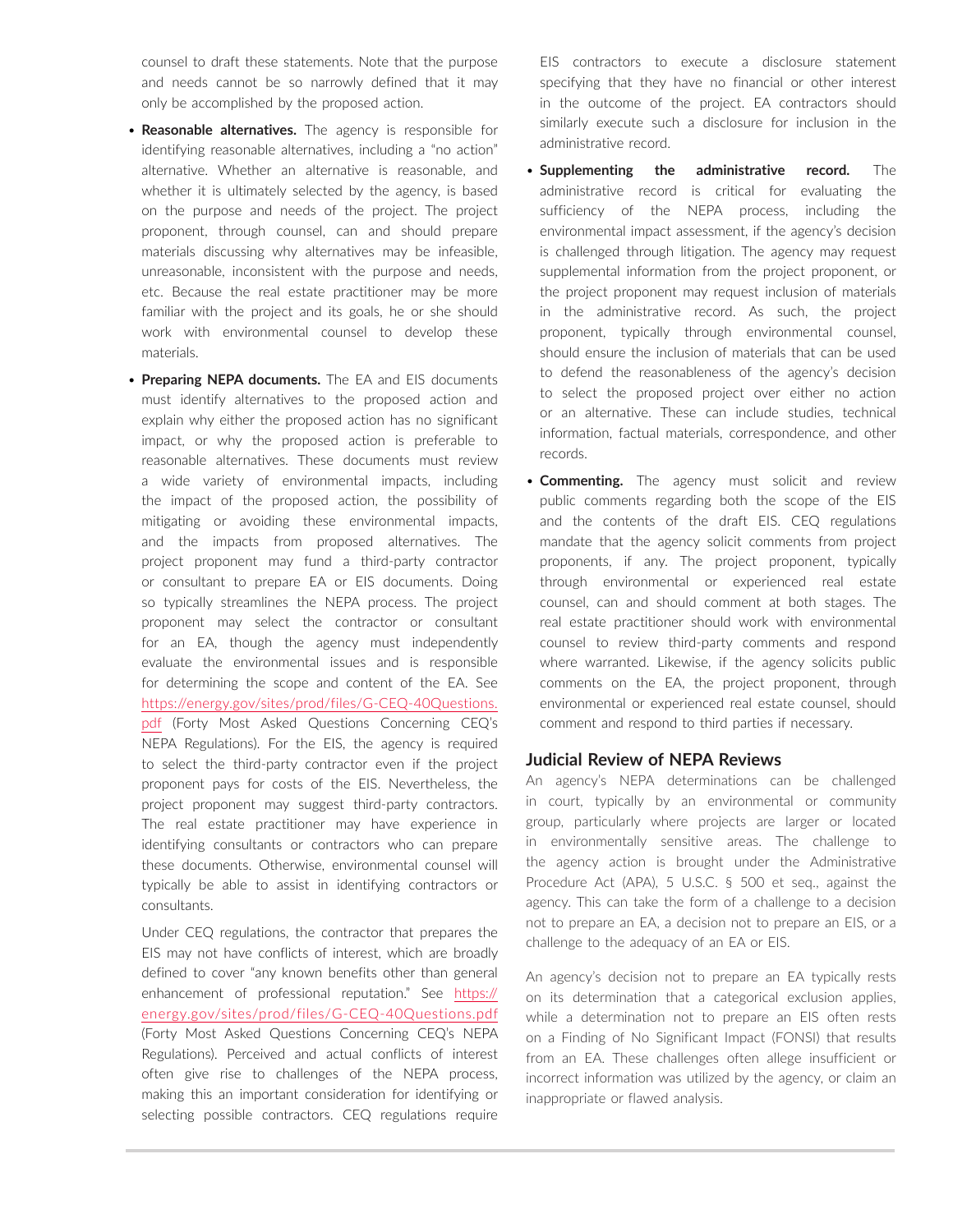counsel to draft these statements. Note that the purpose and needs cannot be so narrowly defined that it may only be accomplished by the proposed action.

- **Reasonable alternatives.** The agency is responsible for identifying reasonable alternatives, including a "no action" alternative. Whether an alternative is reasonable, and whether it is ultimately selected by the agency, is based on the purpose and needs of the project. The project proponent, through counsel, can and should prepare materials discussing why alternatives may be infeasible, unreasonable, inconsistent with the purpose and needs, etc. Because the real estate practitioner may be more familiar with the project and its goals, he or she should work with environmental counsel to develop these materials.

- **Preparing NEPA documents.** The EA and EIS documents must identify alternatives to the proposed action and explain why either the proposed action has no significant impact, or why the proposed action is preferable to reasonable alternatives. These documents must review a wide variety of environmental impacts, including the impact of the proposed action, the possibility of mitigating or avoiding these environmental impacts, and the impacts from proposed alternatives. The project proponent may fund a third-party contractor or consultant to prepare EA or EIS documents. Doing so typically streamlines the NEPA process. The project proponent may select the contractor or consultant for an EA, though the agency must independently evaluate the environmental issues and is responsible for determining the scope and content of the EA. See https://energy.gov/sites/prod/files/G-CEQ-40Questions.pdf (Forty Most Asked Questions Concerning CEQ's NEPA Regulations). For the EIS, the agency is required to select the third-party contractor even if the project proponent pays for costs of the EIS. Nevertheless, the project proponent may suggest third-party contractors. The real estate practitioner may have experience in identifying consultants or contractors who can prepare these documents. Otherwise, environmental counsel will typically be able to assist in identifying contractors or consultants.

  Under CEQ regulations, the contractor that prepares the EIS may not have conflicts of interest, which are broadly defined to cover "any known benefits other than general enhancement of professional reputation." See https://energy.gov/sites/prod/files/G-CEQ-40Questions.pdf (Forty Most Asked Questions Concerning CEQ's NEPA Regulations). Perceived and actual conflicts of interest often give rise to challenges of the NEPA process, making this an important consideration for identifying or selecting possible contractors. CEQ regulations require EIS contractors to execute a disclosure statement specifying that they have no financial or other interest in the outcome of the project. EA contractors should similarly execute such a disclosure for inclusion in the administrative record.

- **Supplementing the administrative record.** The administrative record is critical for evaluating the sufficiency of the NEPA process, including the environmental impact assessment, if the agency's decision is challenged through litigation. The agency may request supplemental information from the project proponent, or the project proponent may request inclusion of materials in the administrative record. As such, the project proponent, typically through environmental counsel, should ensure the inclusion of materials that can be used to defend the reasonableness of the agency's decision to select the proposed project over either no action or an alternative. These can include studies, technical information, factual materials, correspondence, and other records.

- **Commenting.** The agency must solicit and review public comments regarding both the scope of the EIS and the contents of the draft EIS. CEQ regulations mandate that the agency solicit comments from project proponents, if any. The project proponent, typically through environmental or experienced real estate counsel, can and should comment at both stages. The real estate practitioner should work with environmental counsel to review third-party comments and respond where warranted. Likewise, if the agency solicits public comments on the EA, the project proponent, through environmental or experienced real estate counsel, should comment and respond to third parties if necessary.

## Judicial Review of NEPA Reviews

An agency's NEPA determinations can be challenged in court, typically by an environmental or community group, particularly where projects are larger or located in environmentally sensitive areas. The challenge to the agency action is brought under the Administrative Procedure Act (APA), 5 U.S.C. § 500 et seq., against the agency. This can take the form of a challenge to a decision not to prepare an EA, a decision not to prepare an EIS, or a challenge to the adequacy of an EA or EIS.

An agency's decision not to prepare an EA typically rests on its determination that a categorical exclusion applies, while a determination not to prepare an EIS often rests on a Finding of No Significant Impact (FONSI) that results from an EA. These challenges often allege insufficient or incorrect information was utilized by the agency, or claim an inappropriate or flawed analysis.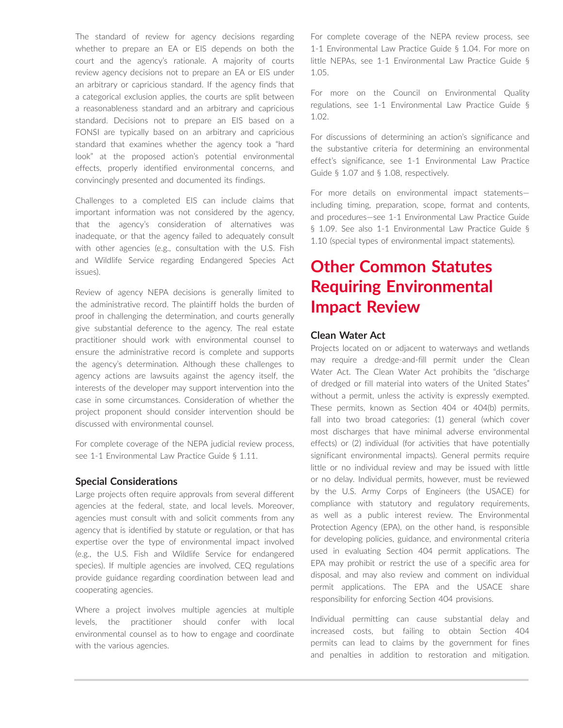The standard of review for agency decisions regarding whether to prepare an EA or EIS depends on both the court and the agency's rationale. A majority of courts review agency decisions not to prepare an EA or EIS under an arbitrary or capricious standard. If the agency finds that a categorical exclusion applies, the courts are split between a reasonableness standard and an arbitrary and capricious standard. Decisions not to prepare an EIS based on a FONSI are typically based on an arbitrary and capricious standard that examines whether the agency took a "hard look" at the proposed action's potential environmental effects, properly identified environmental concerns, and convincingly presented and documented its findings.

Challenges to a completed EIS can include claims that important information was not considered by the agency, that the agency's consideration of alternatives was inadequate, or that the agency failed to adequately consult with other agencies (e.g., consultation with the U.S. Fish and Wildlife Service regarding Endangered Species Act issues).

Review of agency NEPA decisions is generally limited to the administrative record. The plaintiff holds the burden of proof in challenging the determination, and courts generally give substantial deference to the agency. The real estate practitioner should work with environmental counsel to ensure the administrative record is complete and supports the agency's determination. Although these challenges to agency actions are lawsuits against the agency itself, the interests of the developer may support intervention into the case in some circumstances. Consideration of whether the project proponent should consider intervention should be discussed with environmental counsel.

For complete coverage of the NEPA judicial review process, see 1-1 Environmental Law Practice Guide § 1.11.

### Special Considerations

Large projects often require approvals from several different agencies at the federal, state, and local levels. Moreover, agencies must consult with and solicit comments from any agency that is identified by statute or regulation, or that has expertise over the type of environmental impact involved (e.g., the U.S. Fish and Wildlife Service for endangered species). If multiple agencies are involved, CEQ regulations provide guidance regarding coordination between lead and cooperating agencies.

Where a project involves multiple agencies at multiple levels, the practitioner should confer with local environmental counsel as to how to engage and coordinate with the various agencies.

For complete coverage of the NEPA review process, see 1-1 Environmental Law Practice Guide § 1.04. For more on little NEPAs, see 1-1 Environmental Law Practice Guide § 1.05.

For more on the Council on Environmental Quality regulations, see 1-1 Environmental Law Practice Guide § 1.02.

For discussions of determining an action's significance and the substantive criteria for determining an environmental effect's significance, see 1-1 Environmental Law Practice Guide § 1.07 and § 1.08, respectively.

For more details on environmental impact statements—including timing, preparation, scope, format and contents, and procedures—see 1-1 Environmental Law Practice Guide § 1.09. See also 1-1 Environmental Law Practice Guide § 1.10 (special types of environmental impact statements).

## Other Common Statutes Requiring Environmental Impact Review

### Clean Water Act

Projects located on or adjacent to waterways and wetlands may require a dredge-and-fill permit under the Clean Water Act. The Clean Water Act prohibits the "discharge of dredged or fill material into waters of the United States" without a permit, unless the activity is expressly exempted. These permits, known as Section 404 or 404(b) permits, fall into two broad categories: (1) general (which cover most discharges that have minimal adverse environmental effects) or (2) individual (for activities that have potentially significant environmental impacts). General permits require little or no individual review and may be issued with little or no delay. Individual permits, however, must be reviewed by the U.S. Army Corps of Engineers (the USACE) for compliance with statutory and regulatory requirements, as well as a public interest review. The Environmental Protection Agency (EPA), on the other hand, is responsible for developing policies, guidance, and environmental criteria used in evaluating Section 404 permit applications. The EPA may prohibit or restrict the use of a specific area for disposal, and may also review and comment on individual permit applications. The EPA and the USACE share responsibility for enforcing Section 404 provisions.

Individual permitting can cause substantial delay and increased costs, but failing to obtain Section 404 permits can lead to claims by the government for fines and penalties in addition to restoration and mitigation.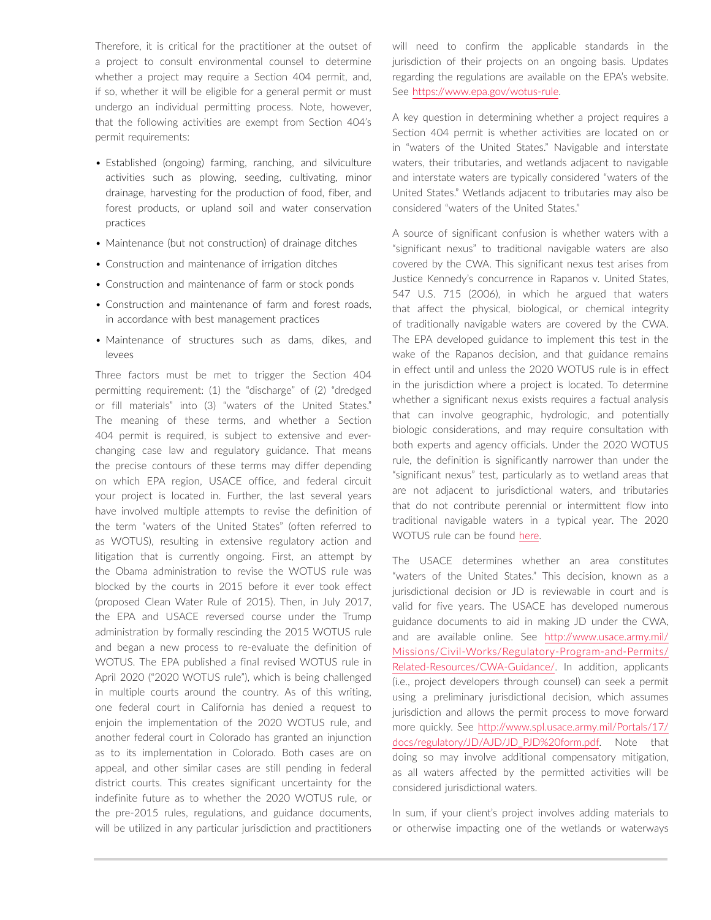Therefore, it is critical for the practitioner at the outset of a project to consult environmental counsel to determine whether a project may require a Section 404 permit, and, if so, whether it will be eligible for a general permit or must undergo an individual permitting process. Note, however, that the following activities are exempt from Section 404's permit requirements:

- Established (ongoing) farming, ranching, and silviculture activities such as plowing, seeding, cultivating, minor drainage, harvesting for the production of food, fiber, and forest products, or upland soil and water conservation practices
- Maintenance (but not construction) of drainage ditches
- Construction and maintenance of irrigation ditches
- Construction and maintenance of farm or stock ponds
- Construction and maintenance of farm and forest roads, in accordance with best management practices
- Maintenance of structures such as dams, dikes, and levees

Three factors must be met to trigger the Section 404 permitting requirement: (1) the "discharge" of (2) "dredged or fill materials" into (3) "waters of the United States." The meaning of these terms, and whether a Section 404 permit is required, is subject to extensive and ever-changing case law and regulatory guidance. That means the precise contours of these terms may differ depending on which EPA region, USACE office, and federal circuit your project is located in. Further, the last several years have involved multiple attempts to revise the definition of the term "waters of the United States" (often referred to as WOTUS), resulting in extensive regulatory action and litigation that is currently ongoing. First, an attempt by the Obama administration to revise the WOTUS rule was blocked by the courts in 2015 before it ever took effect (proposed Clean Water Rule of 2015). Then, in July 2017, the EPA and USACE reversed course under the Trump administration by formally rescinding the 2015 WOTUS rule and began a new process to re-evaluate the definition of WOTUS. The EPA published a final revised WOTUS rule in April 2020 ("2020 WOTUS rule"), which is being challenged in multiple courts around the country. As of this writing, one federal court in California has denied a request to enjoin the implementation of the 2020 WOTUS rule, and another federal court in Colorado has granted an injunction as to its implementation in Colorado. Both cases are on appeal, and other similar cases are still pending in federal district courts. This creates significant uncertainty for the indefinite future as to whether the 2020 WOTUS rule, or the pre-2015 rules, regulations, and guidance documents, will be utilized in any particular jurisdiction and practitioners will need to confirm the applicable standards in the jurisdiction of their projects on an ongoing basis. Updates regarding the regulations are available on the EPA's website. See https://www.epa.gov/wotus-rule.

A key question in determining whether a project requires a Section 404 permit is whether activities are located on or in "waters of the United States." Navigable and interstate waters, their tributaries, and wetlands adjacent to navigable and interstate waters are typically considered "waters of the United States." Wetlands adjacent to tributaries may also be considered "waters of the United States."

A source of significant confusion is whether waters with a "significant nexus" to traditional navigable waters are also covered by the CWA. This significant nexus test arises from Justice Kennedy's concurrence in Rapanos v. United States, 547 U.S. 715 (2006), in which he argued that waters that affect the physical, biological, or chemical integrity of traditionally navigable waters are covered by the CWA. The EPA developed guidance to implement this test in the wake of the Rapanos decision, and that guidance remains in effect until and unless the 2020 WOTUS rule is in effect in the jurisdiction where a project is located. To determine whether a significant nexus exists requires a factual analysis that can involve geographic, hydrologic, and potentially biologic considerations, and may require consultation with both experts and agency officials. Under the 2020 WOTUS rule, the definition is significantly narrower than under the "significant nexus" test, particularly as to wetland areas that are not adjacent to jurisdictional waters, and tributaries that do not contribute perennial or intermittent flow into traditional navigable waters in a typical year. The 2020 WOTUS rule can be found here.

The USACE determines whether an area constitutes "waters of the United States." This decision, known as a jurisdictional decision or JD is reviewable in court and is valid for five years. The USACE has developed numerous guidance documents to aid in making JD under the CWA, and are available online. See http://www.usace.army.mil/Missions/Civil-Works/Regulatory-Program-and-Permits/Related-Resources/CWA-Guidance/. In addition, applicants (i.e., project developers through counsel) can seek a permit using a preliminary jurisdictional decision, which assumes jurisdiction and allows the permit process to move forward more quickly. See http://www.spl.usace.army.mil/Portals/17/docs/regulatory/JD/AJD/JD_PJD%20form.pdf. Note that doing so may involve additional compensatory mitigation, as all waters affected by the permitted activities will be considered jurisdictional waters.

In sum, if your client's project involves adding materials to or otherwise impacting one of the wetlands or waterways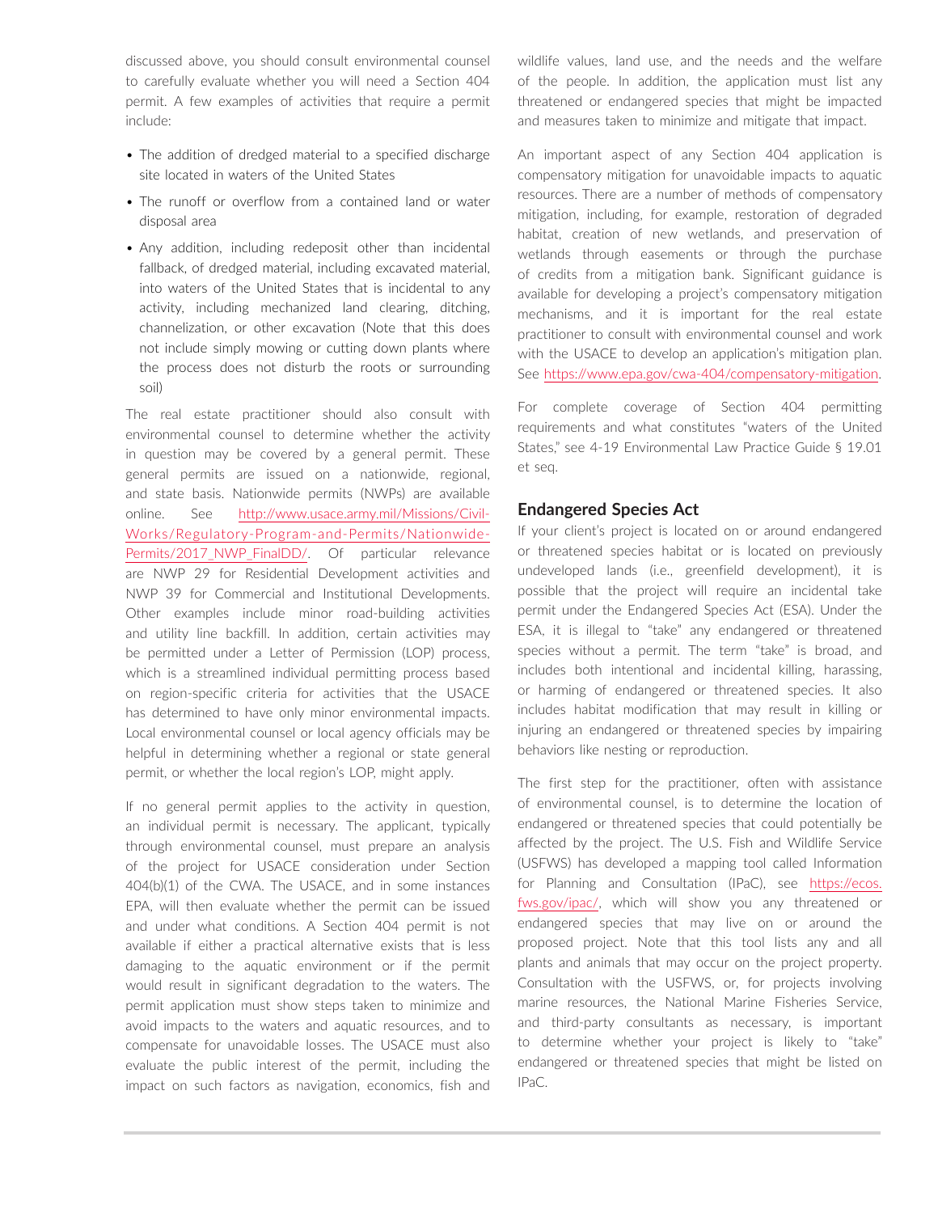discussed above, you should consult environmental counsel to carefully evaluate whether you will need a Section 404 permit. A few examples of activities that require a permit include:

- The addition of dredged material to a specified discharge site located in waters of the United States
- The runoff or overflow from a contained land or water disposal area
- Any addition, including redeposit other than incidental fallback, of dredged material, including excavated material, into waters of the United States that is incidental to any activity, including mechanized land clearing, ditching, channelization, or other excavation (Note that this does not include simply mowing or cutting down plants where the process does not disturb the roots or surrounding soil)

The real estate practitioner should also consult with environmental counsel to determine whether the activity in question may be covered by a general permit. These general permits are issued on a nationwide, regional, and state basis. Nationwide permits (NWPs) are available online. See http://www.usace.army.mil/Missions/Civil-Works/Regulatory-Program-and-Permits/Nationwide-Permits/2017_NWP_FinalDD/. Of particular relevance are NWP 29 for Residential Development activities and NWP 39 for Commercial and Institutional Developments. Other examples include minor road-building activities and utility line backfill. In addition, certain activities may be permitted under a Letter of Permission (LOP) process, which is a streamlined individual permitting process based on region-specific criteria for activities that the USACE has determined to have only minor environmental impacts. Local environmental counsel or local agency officials may be helpful in determining whether a regional or state general permit, or whether the local region's LOP, might apply.

If no general permit applies to the activity in question, an individual permit is necessary. The applicant, typically through environmental counsel, must prepare an analysis of the project for USACE consideration under Section 404(b)(1) of the CWA. The USACE, and in some instances EPA, will then evaluate whether the permit can be issued and under what conditions. A Section 404 permit is not available if either a practical alternative exists that is less damaging to the aquatic environment or if the permit would result in significant degradation to the waters. The permit application must show steps taken to minimize and avoid impacts to the waters and aquatic resources, and to compensate for unavoidable losses. The USACE must also evaluate the public interest of the permit, including the impact on such factors as navigation, economics, fish and wildlife values, land use, and the needs and the welfare of the people. In addition, the application must list any threatened or endangered species that might be impacted and measures taken to minimize and mitigate that impact.

An important aspect of any Section 404 application is compensatory mitigation for unavoidable impacts to aquatic resources. There are a number of methods of compensatory mitigation, including, for example, restoration of degraded habitat, creation of new wetlands, and preservation of wetlands through easements or through the purchase of credits from a mitigation bank. Significant guidance is available for developing a project's compensatory mitigation mechanisms, and it is important for the real estate practitioner to consult with environmental counsel and work with the USACE to develop an application's mitigation plan. See https://www.epa.gov/cwa-404/compensatory-mitigation.

For complete coverage of Section 404 permitting requirements and what constitutes "waters of the United States," see 4-19 Environmental Law Practice Guide § 19.01 et seq.

## Endangered Species Act

If your client's project is located on or around endangered or threatened species habitat or is located on previously undeveloped lands (i.e., greenfield development), it is possible that the project will require an incidental take permit under the Endangered Species Act (ESA). Under the ESA, it is illegal to "take" any endangered or threatened species without a permit. The term "take" is broad, and includes both intentional and incidental killing, harassing, or harming of endangered or threatened species. It also includes habitat modification that may result in killing or injuring an endangered or threatened species by impairing behaviors like nesting or reproduction.

The first step for the practitioner, often with assistance of environmental counsel, is to determine the location of endangered or threatened species that could potentially be affected by the project. The U.S. Fish and Wildlife Service (USFWS) has developed a mapping tool called Information for Planning and Consultation (IPaC), see https://ecos.fws.gov/ipac/, which will show you any threatened or endangered species that may live on or around the proposed project. Note that this tool lists any and all plants and animals that may occur on the project property. Consultation with the USFWS, or, for projects involving marine resources, the National Marine Fisheries Service, and third-party consultants as necessary, is important to determine whether your project is likely to "take" endangered or threatened species that might be listed on IPaC.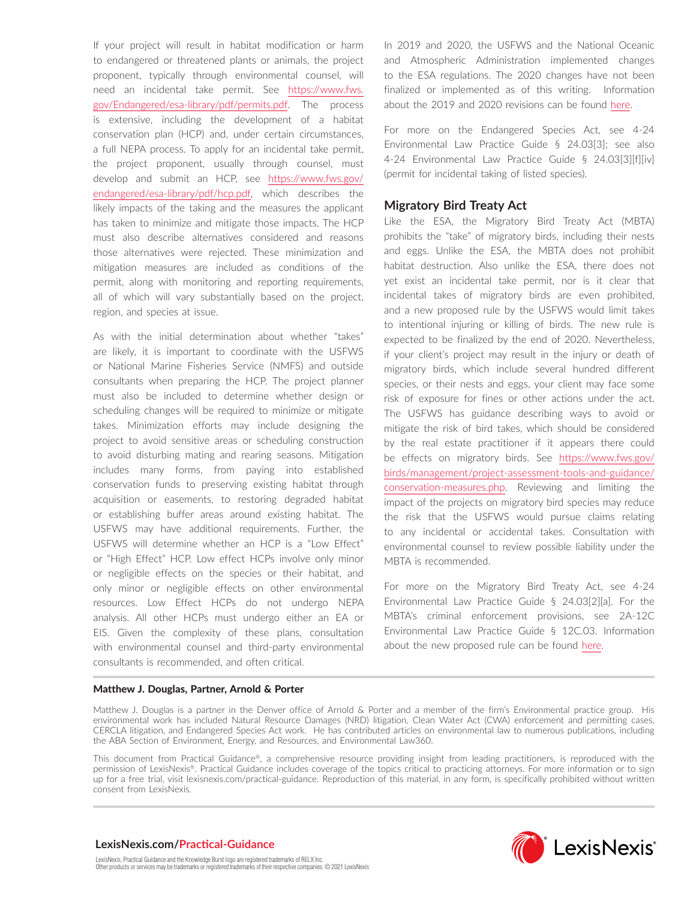If your project will result in habitat modification or harm to endangered or threatened plants or animals, the project proponent, typically through environmental counsel, will need an incidental take permit. See https://www.fws.gov/Endangered/esa-library/pdf/permits.pdf. The process is extensive, including the development of a habitat conservation plan (HCP) and, under certain circumstances, a full NEPA process. To apply for an incidental take permit, the project proponent, usually through counsel, must develop and submit an HCP, see https://www.fws.gov/endangered/esa-library/pdf/hcp.pdf, which describes the likely impacts of the taking and the measures the applicant has taken to minimize and mitigate those impacts. The HCP must also describe alternatives considered and reasons those alternatives were rejected. These minimization and mitigation measures are included as conditions of the permit, along with monitoring and reporting requirements, all of which will vary substantially based on the project, region, and species at issue.

As with the initial determination about whether "takes" are likely, it is important to coordinate with the USFWS or National Marine Fisheries Service (NMFS) and outside consultants when preparing the HCP. The project planner must also be included to determine whether design or scheduling changes will be required to minimize or mitigate takes. Minimization efforts may include designing the project to avoid sensitive areas or scheduling construction to avoid disturbing mating and rearing seasons. Mitigation includes many forms, from paying into established conservation funds to preserving existing habitat through acquisition or easements, to restoring degraded habitat or establishing buffer areas around existing habitat. The USFWS may have additional requirements. Further, the USFWS will determine whether an HCP is a "Low Effect" or "High Effect" HCP. Low effect HCPs involve only minor or negligible effects on the species or their habitat, and only minor or negligible effects on other environmental resources. Low Effect HCPs do not undergo NEPA analysis. All other HCPs must undergo either an EA or EIS. Given the complexity of these plans, consultation with environmental counsel and third-party environmental consultants is recommended, and often critical.

In 2019 and 2020, the USFWS and the National Oceanic and Atmospheric Administration implemented changes to the ESA regulations. The 2020 changes have not been finalized or implemented as of this writing. Information about the 2019 and 2020 revisions can be found here.

For more on the Endangered Species Act, see 4-24 Environmental Law Practice Guide § 24.03[3]; see also 4-24 Environmental Law Practice Guide § 24.03[3][f][iv] (permit for incidental taking of listed species).

## Migratory Bird Treaty Act

Like the ESA, the Migratory Bird Treaty Act (MBTA) prohibits the "take" of migratory birds, including their nests and eggs. Unlike the ESA, the MBTA does not prohibit habitat destruction. Also unlike the ESA, there does not yet exist an incidental take permit, nor is it clear that incidental takes of migratory birds are even prohibited, and a new proposed rule by the USFWS would limit takes to intentional injuring or killing of birds. The new rule is expected to be finalized by the end of 2020. Nevertheless, if your client's project may result in the injury or death of migratory birds, which include several hundred different species, or their nests and eggs, your client may face some risk of exposure for fines or other actions under the act. The USFWS has guidance describing ways to avoid or mitigate the risk of bird takes, which should be considered by the real estate practitioner if it appears there could be effects on migratory birds. See https://www.fws.gov/birds/management/project-assessment-tools-and-guidance/conservation-measures.php. Reviewing and limiting the impact of the projects on migratory bird species may reduce the risk that the USFWS would pursue claims relating to any incidental or accidental takes. Consultation with environmental counsel to review possible liability under the MBTA is recommended.

For more on the Migratory Bird Treaty Act, see 4-24 Environmental Law Practice Guide § 24.03[2][a]. For the MBTA's criminal enforcement provisions, see 2A-12C Environmental Law Practice Guide § 12C.03. Information about the new proposed rule can be found here.

**Matthew J. Douglas, Partner, Arnold & Porter**

Matthew J. Douglas is a partner in the Denver office of Arnold & Porter and a member of the firm's Environmental practice group. His environmental work has included Natural Resource Damages (NRD) litigation, Clean Water Act (CWA) enforcement and permitting cases, CERCLA litigation, and Endangered Species Act work. He has contributed articles on environmental law to numerous publications, including the ABA Section of Environment, Energy, and Resources, and Environmental Law360.

This document from Practical Guidance®, a comprehensive resource providing insight from leading practitioners, is reproduced with the permission of LexisNexis®. Practical Guidance includes coverage of the topics critical to practicing attorneys. For more information or to sign up for a free trial, visit lexisnexis.com/practical-guidance. Reproduction of this material, in any form, is specifically prohibited without written consent from LexisNexis.

**LexisNexis.com/Practical-Guidance**

LexisNexis, Practical Guidance and the Knowledge Burst logo are registered trademarks of RELX Inc. Other products or services may be trademarks or registered trademarks of their respective companies. © 2021 LexisNexis